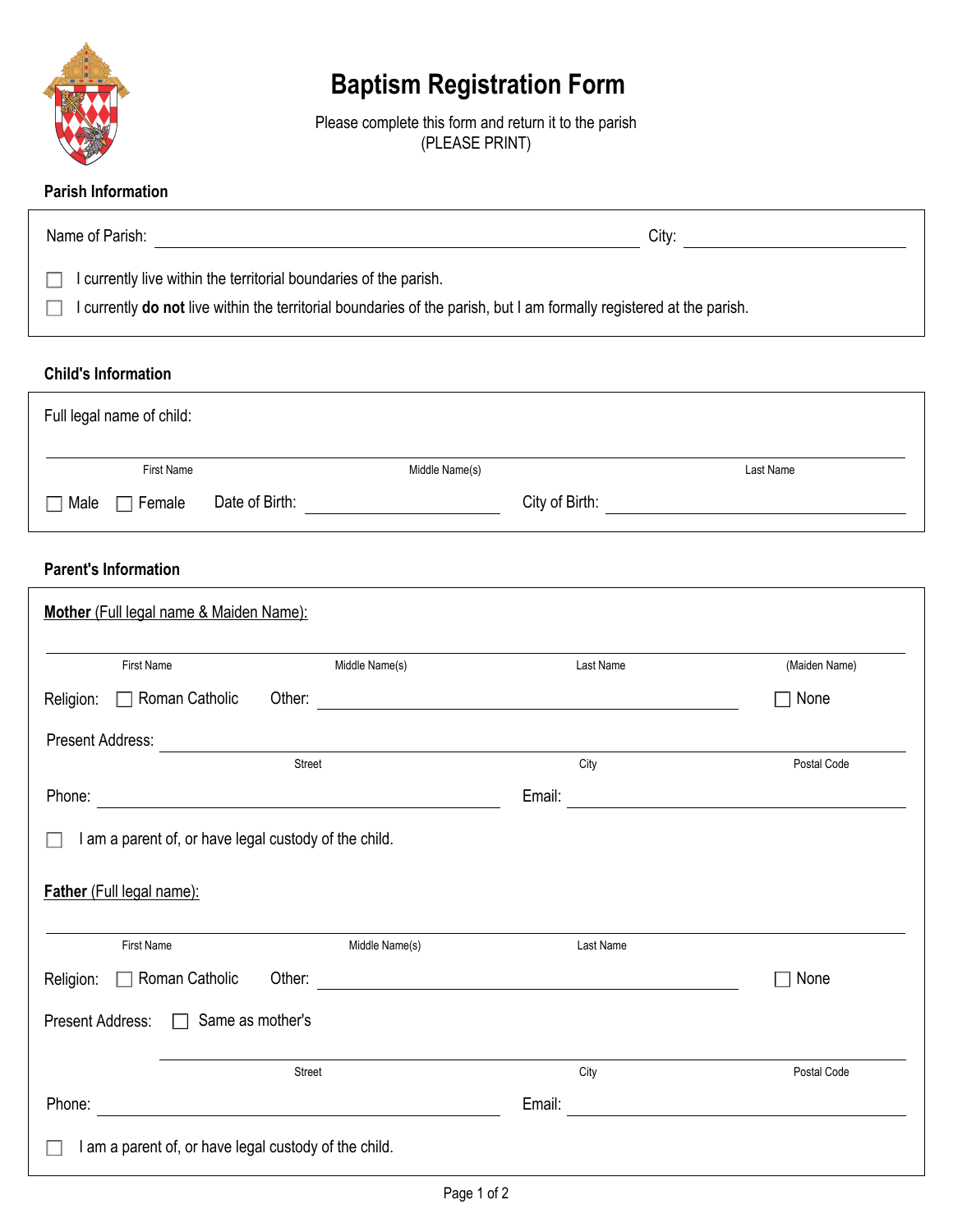# Baptism Registration Form

Please complete this form and return it to the parish
(PLEASE PRINT)

## Parish Information

Name of Parish: ______________________________ City: ______________

☐ I currently live within the territorial boundaries of the parish.

☐ I currently **do not** live within the territorial boundaries of the parish, but I am formally registered at the parish.

## Child's Information

Full legal name of child:

______________________________________________________________

First Name | Middle Name(s) | Last Name

☐ Male ☐ Female Date of Birth: ______________ City of Birth: ______________

## Parent's Information

**Mother** (Full legal name & Maiden Name):

______________________________________________________________

First Name | Middle Name(s) | Last Name | (Maiden Name)

Religion: ☐ Roman Catholic Other: ______________________ ☐ None

Present Address: ______________________________________________

Street | City | Postal Code

Phone: ______________________ Email: ______________________

☐ I am a parent of, or have legal custody of the child.

**Father** (Full legal name):

______________________________________________________________

First Name | Middle Name(s) | Last Name

Religion: ☐ Roman Catholic Other: ______________________ ☐ None

Present Address: ☐ Same as mother's

______________________________________________

Street | City | Postal Code

Phone: ______________________ Email: ______________________

☐ I am a parent of, or have legal custody of the child.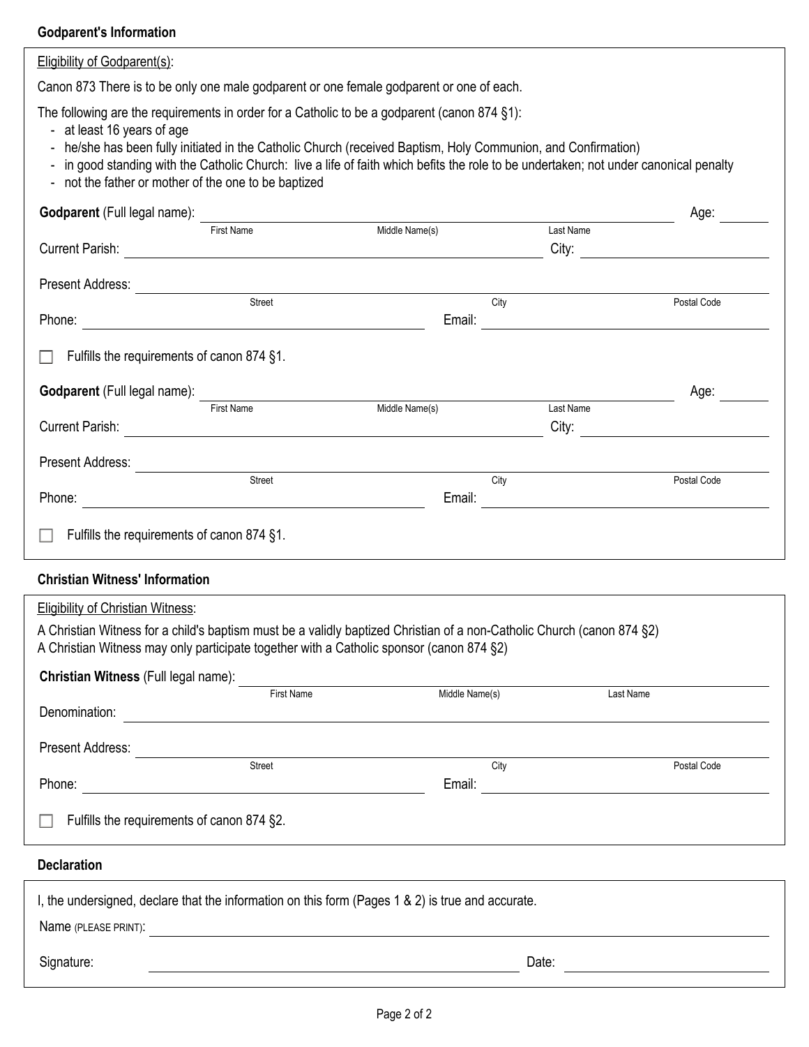## Godparent's Information

Eligibility of Godparent(s):

Canon 873 There is to be only one male godparent or one female godparent or one of each.

The following are the requirements in order for a Catholic to be a godparent (canon 874 §1):

- at least 16 years of age
- he/she has been fully initiated in the Catholic Church (received Baptism, Holy Communion, and Confirmation)
- in good standing with the Catholic Church: live a life of faith which befits the role to be undertaken; not under canonical penalty
- not the father or mother of the one to be baptized

**Godparent** (Full legal name): ____________________ Age: ______
First Name / Middle Name(s) / Last Name

Current Parish: ____________________ City: ____________________

Present Address: ____________________
Street / City / Postal Code

Phone: ____________________ Email: ____________________

☐ Fulfills the requirements of canon 874 §1.

**Godparent** (Full legal name): ____________________ Age: ______
First Name / Middle Name(s) / Last Name

Current Parish: ____________________ City: ____________________

Present Address: ____________________
Street / City / Postal Code

Phone: ____________________ Email: ____________________

☐ Fulfills the requirements of canon 874 §1.

## Christian Witness' Information

Eligibility of Christian Witness:

A Christian Witness for a child's baptism must be a validly baptized Christian of a non-Catholic Church (canon 874 §2)
A Christian Witness may only participate together with a Catholic sponsor (canon 874 §2)

**Christian Witness** (Full legal name): ____________________
First Name / Middle Name(s) / Last Name

Denomination: ____________________

Present Address: ____________________
Street / City / Postal Code

Phone: ____________________ Email: ____________________

☐ Fulfills the requirements of canon 874 §2.

## Declaration

I, the undersigned, declare that the information on this form (Pages 1 & 2) is true and accurate.

Name (PLEASE PRINT): ____________________

Signature: ____________________ Date: ____________________